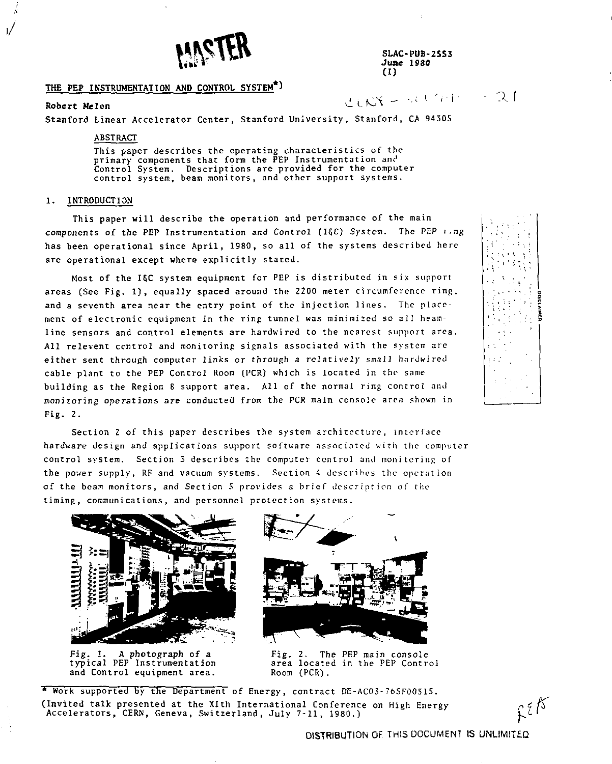MASTER

SLAC-PUB-2553
June 1980
(I)

# THE PEP INSTRUMENTATION AND CONTROL SYSTEM*)

**Robert Melen**

Stanford Linear Accelerator Center, Stanford University, Stanford, CA 94305

## ABSTRACT

This paper describes the operating characteristics of the primary components that form the PEP Instrumentation and Control System. Descriptions are provided for the computer control system, beam monitors, and other support systems.

## 1. INTRODUCTION

This paper will describe the operation and performance of the main components of the PEP Instrumentation and Control (I&C) System. The PEP ring has been operational since April, 1980, so all of the systems described here are operational except where explicitly stated.

Most of the I&C system equipment for PEP is distributed in six support areas (See Fig. 1), equally spaced around the 2200 meter circumference ring, and a seventh area near the entry point of the injection lines. The placement of electronic equipment in the ring tunnel was minimized so all beamline sensors and control elements are hardwired to the nearest support area. All relevent control and monitoring signals associated with the system are either sent through computer links or through a relatively small hardwired cable plant to the PEP Control Room (PCR) which is located in the same building as the Region 8 support area. All of the normal ring control and monitoring operations are conducted from the PCR main console area shown in Fig. 2.

Section 2 of this paper describes the system architecture, interface hardware design and applications support software associated with the computer control system. Section 3 describes the computer control and monitoring of the power supply, RF and vacuum systems. Section 4 describes the operation of the beam monitors, and Section 5 provides a brief description of the timing, communications, and personnel protection systems.

Fig. 1. A photograph of a typical PEP Instrumentation and Control equipment area.

Fig. 2. The PEP main console area located in the PEP Control Room (PCR).

\* Work supported by the Department of Energy, contract DE-AC03-76SF00515.
(Invited talk presented at the XIth International Conference on High Energy Accelerators, CERN, Geneva, Switzerland, July 7-11, 1980.)

DISTRIBUTION OF THIS DOCUMENT IS UNLIMITED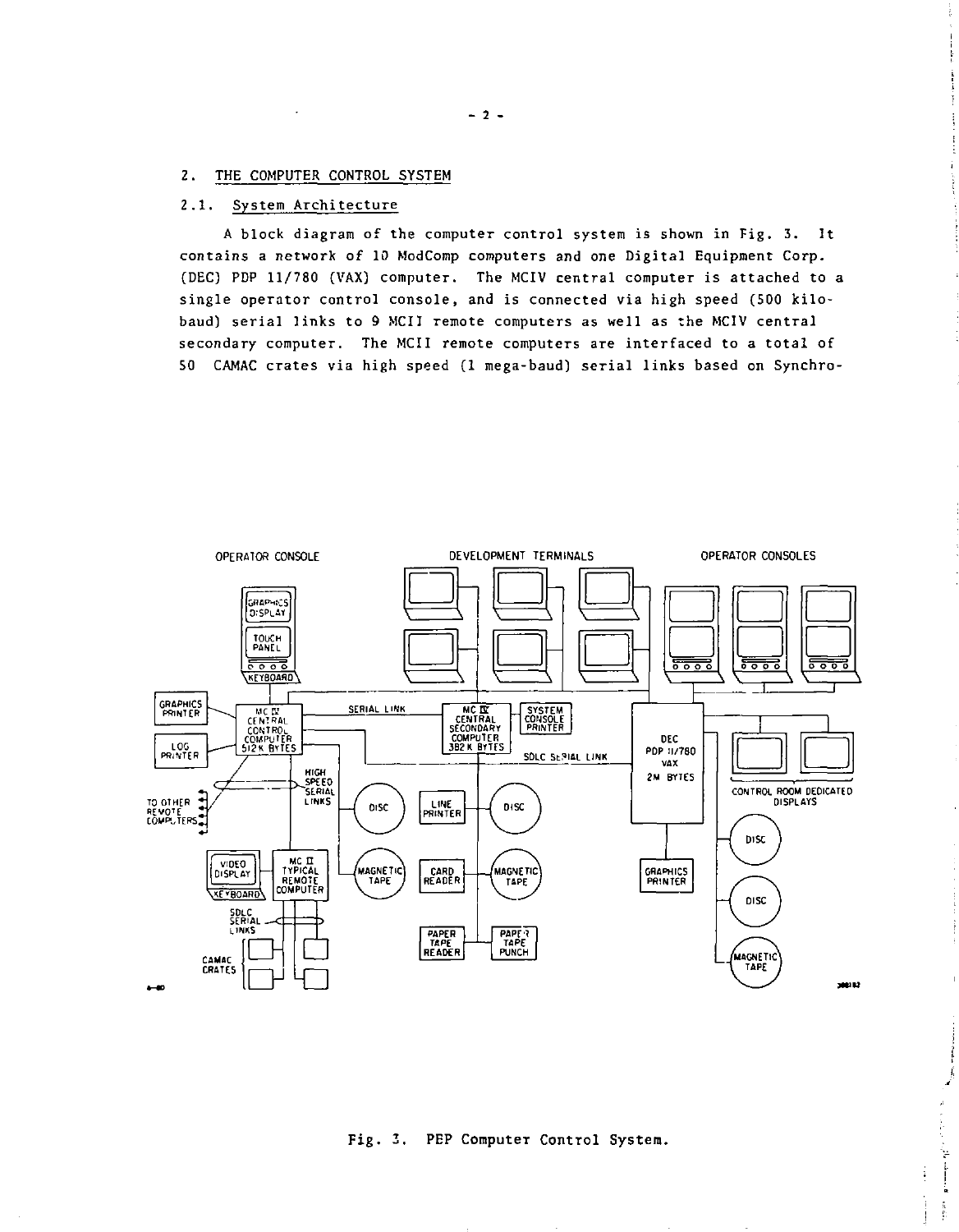## 2. THE COMPUTER CONTROL SYSTEM

### 2.1. System Architecture

A block diagram of the computer control system is shown in Fig. 3. It contains a network of 10 ModComp computers and one Digital Equipment Corp. (DEC) PDP 11/780 (VAX) computer. The MCIV central computer is attached to a single operator control console, and is connected via high speed (500 kilo-baud) serial links to 9 MCII remote computers as well as the MCIV central secondary computer. The MCII remote computers are interfaced to a total of 50 CAMAC crates via high speed (1 mega-baud) serial links based on Synchro-

OPERATOR CONSOLE
DEVELOPMENT TERMINALS
OPERATOR CONSOLES
GRAPHICS DISPLAY
TOUCH PANEL
KEYBOARD
GRAPHICS PRINTER
LOG PRINTER
MC IV CENTRAL CONTROL COMPUTER 512K BYTES
SERIAL LINK
MC IV CENTRAL SECONDARY COMPUTER 382 K BYTES
SYSTEM CONSOLE PRINTER
SDLC SERIAL LINK
DEC PDP 11/780 VAX 2M BYTES
CONTROL ROOM DEDICATED DISPLAYS
HIGH SPEED SERIAL LINKS
TO OTHER REMOTE COMPUTERS
DISC
LINE PRINTER
DISC
DISC
VIDEO DISPLAY
KEYBOARD
MC II TYPICAL REMOTE COMPUTER
MAGNETIC TAPE
CARD READER
MAGNETIC TAPE
GRAPHICS PRINTER
DISC
SDLC SERIAL LINKS
CAMAC CRATES
PAPER TAPE READER
PAPER TAPE PUNCH
MAGNETIC TAPE

Fig. 3. PEP Computer Control System.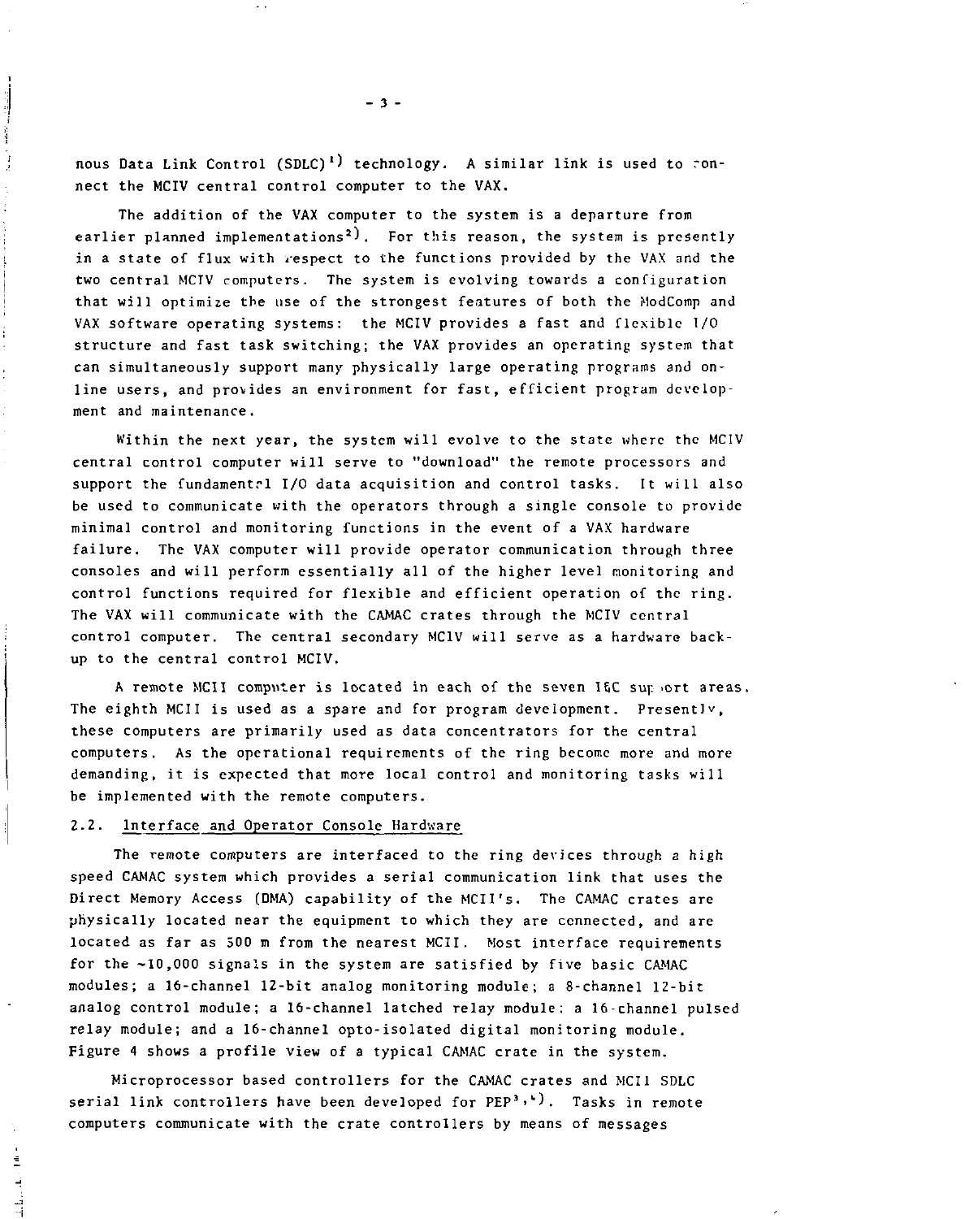nous Data Link Control (SDLC)[1]) technology. A similar link is used to connect the MCIV central control computer to the VAX.

The addition of the VAX computer to the system is a departure from earlier planned implementations[2]). For this reason, the system is presently in a state of flux with respect to the functions provided by the VAX and the two central MCIV computers. The system is evolving towards a configuration that will optimize the use of the strongest features of both the ModComp and VAX software operating systems: the MCIV provides a fast and flexible I/O structure and fast task switching; the VAX provides an operating system that can simultaneously support many physically large operating programs and online users, and provides an environment for fast, efficient program development and maintenance.

Within the next year, the system will evolve to the state where the MCIV central control computer will serve to "download" the remote processors and support the fundamental I/O data acquisition and control tasks. It will also be used to communicate with the operators through a single console to provide minimal control and monitoring functions in the event of a VAX hardware failure. The VAX computer will provide operator communication through three consoles and will perform essentially all of the higher level monitoring and control functions required for flexible and efficient operation of the ring. The VAX will communicate with the CAMAC crates through the MCIV central control computer. The central secondary MCIV will serve as a hardware backup to the central control MCIV.

A remote MCII computer is located in each of the seven I&C support areas. The eighth MCII is used as a spare and for program development. Presently, these computers are primarily used as data concentrators for the central computers. As the operational requirements of the ring become more and more demanding, it is expected that more local control and monitoring tasks will be implemented with the remote computers.

## 2.2. Interface and Operator Console Hardware

The remote computers are interfaced to the ring devices through a high speed CAMAC system which provides a serial communication link that uses the Direct Memory Access (DMA) capability of the MCII's. The CAMAC crates are physically located near the equipment to which they are connected, and are located as far as 500 m from the nearest MCII. Most interface requirements for the ~10,000 signals in the system are satisfied by five basic CAMAC modules; a 16-channel 12-bit analog monitoring module; a 8-channel 12-bit analog control module; a 16-channel latched relay module; a 16-channel pulsed relay module; and a 16-channel opto-isolated digital monitoring module. Figure 4 shows a profile view of a typical CAMAC crate in the system.

Microprocessor based controllers for the CAMAC crates and MCII SDLC serial link controllers have been developed for PEP[3,4]). Tasks in remote computers communicate with the crate controllers by means of messages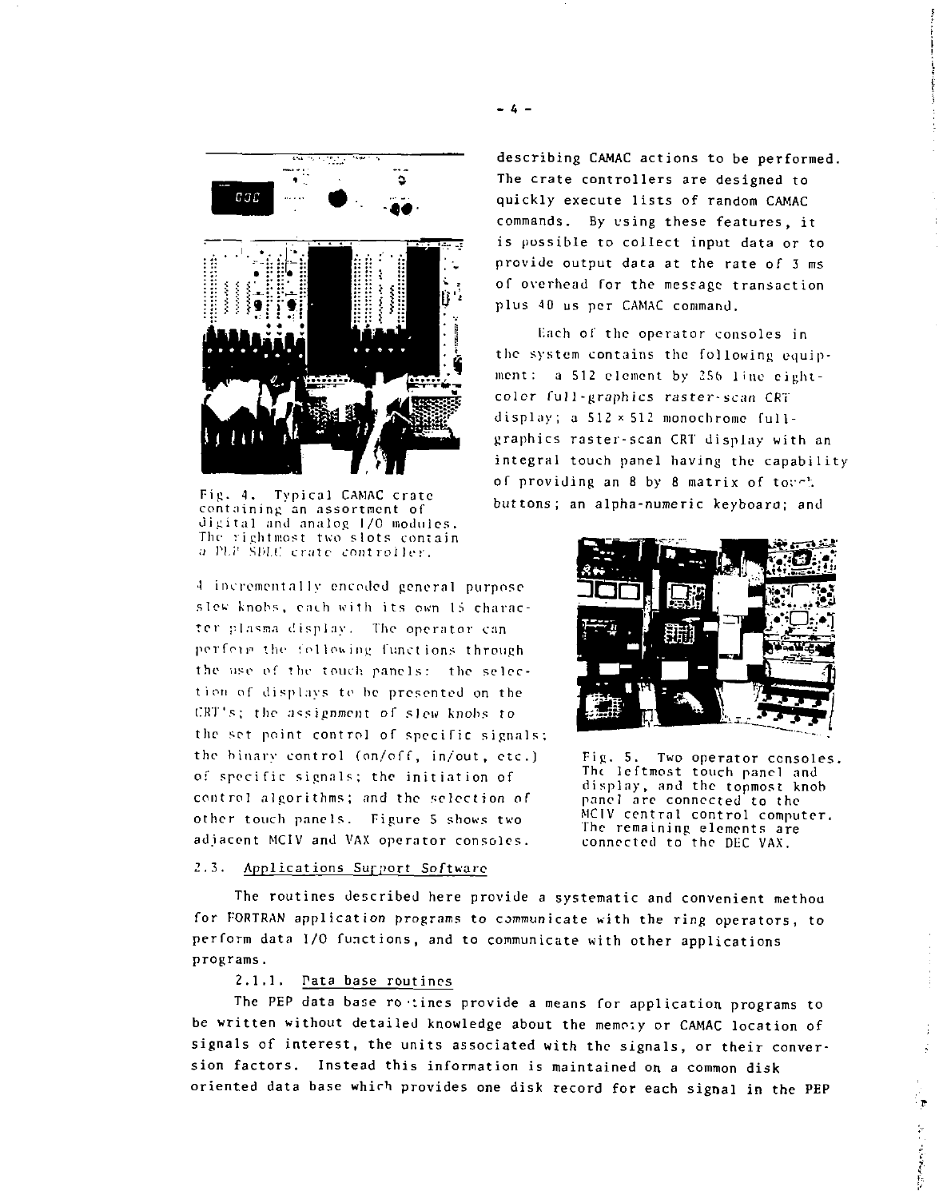describing CAMAC actions to be performed. The crate controllers are designed to quickly execute lists of random CAMAC commands. By using these features, it is possible to collect input data or to provide output data at the rate of 3 ms of overhead for the message transaction plus 40 us per CAMAC command.

Fig. 4. Typical CAMAC crate containing an assortment of digital and analog I/O modules. The rightmost two slots contain a PEP SDLC crate controller.

Each of the operator consoles in the system contains the following equipment: a 512 element by 256 line eight-color full-graphics raster-scan CRT display; a 512 × 512 monochrome full-graphics raster-scan CRT display with an integral touch panel having the capability of providing an 8 by 8 matrix of touch buttons; an alpha-numeric keyboard; and 4 incrementally encoded general purpose slew knobs, each with its own 15 character plasma display. The operator can perform the following functions through the use of the touch panels: the selection of displays to be presented on the CRT's; the assignment of slew knobs to the set point control of specific signals; the binary control (on/off, in/out, etc.) of specific signals; the initiation of control algorithms; and the selection of other touch panels. Figure 5 shows two adjacent MCIV and VAX operator consoles.

Fig. 5. Two operator consoles. The leftmost touch panel and display, and the topmost knob panel are connected to the MCIV central control computer. The remaining elements are connected to the DEC VAX.

## 2.3. Applications Support Software

The routines described here provide a systematic and convenient method for FORTRAN application programs to communicate with the ring operators, to perform data I/O functions, and to communicate with other applications programs.

### 2.3.1. Data base routines

The PEP data base routines provide a means for application programs to be written without detailed knowledge about the memory or CAMAC location of signals of interest, the units associated with the signals, or their conversion factors. Instead this information is maintained on a common disk oriented data base which provides one disk record for each signal in the PEP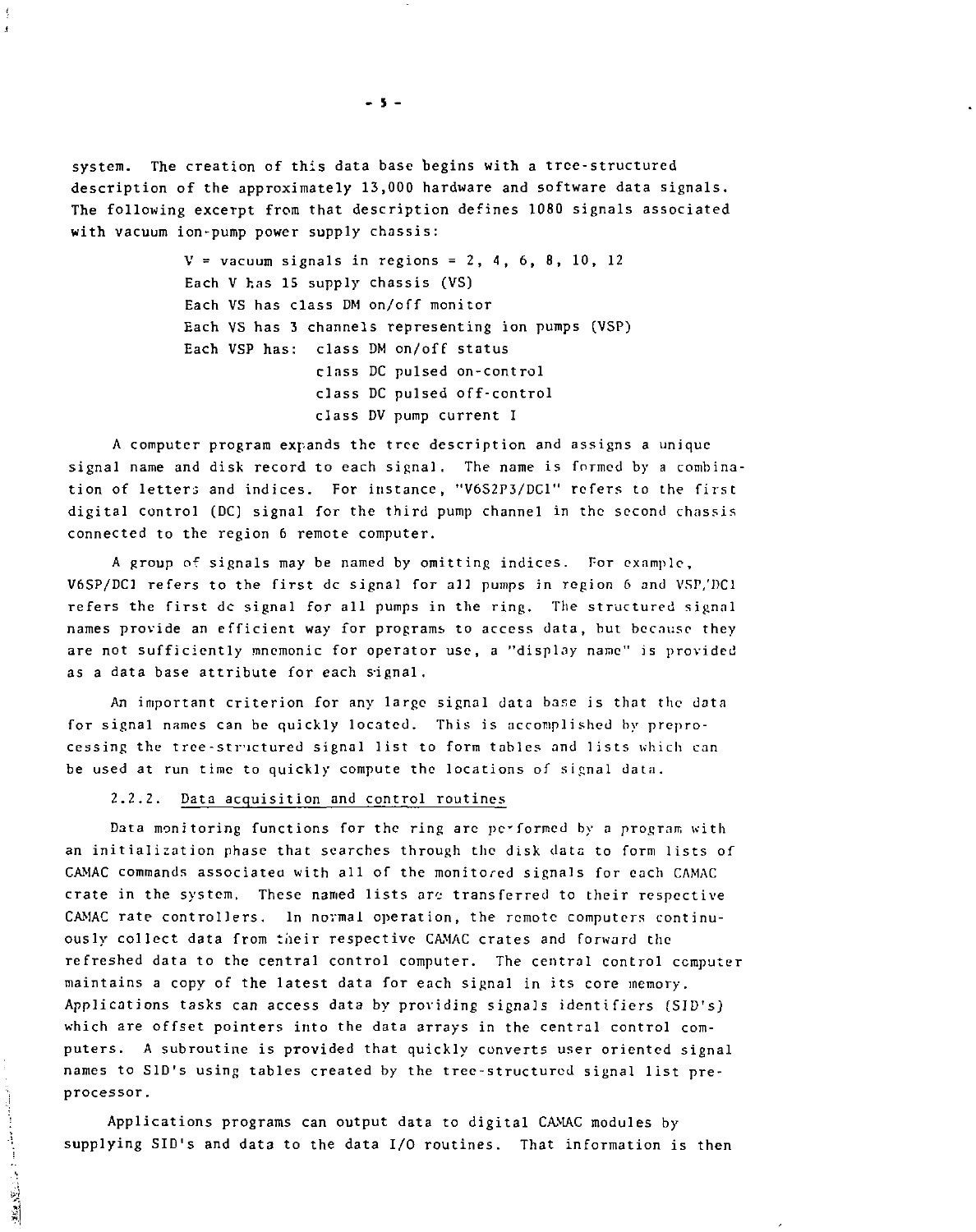system. The creation of this data base begins with a tree-structured description of the approximately 13,000 hardware and software data signals. The following excerpt from that description defines 1080 signals associated with vacuum ion-pump power supply chassis:

> V = vacuum signals in regions = 2, 4, 6, 8, 10, 12
> Each V has 15 supply chassis (VS)
> Each VS has class DM on/off monitor
> Each VS has 3 channels representing ion pumps (VSP)
> Each VSP has: class DM on/off status
> class DC pulsed on-control
> class DC pulsed off-control
> class DV pump current I

A computer program expands the tree description and assigns a unique signal name and disk record to each signal. The name is formed by a combination of letters and indices. For instance, "V6S2P3/DC1" refers to the first digital control (DC) signal for the third pump channel in the second chassis connected to the region 6 remote computer.

A group of signals may be named by omitting indices. For example, V6SP/DC1 refers to the first dc signal for all pumps in region 6 and VSP/DC1 refers the first dc signal for all pumps in the ring. The structured signal names provide an efficient way for programs to access data, but because they are not sufficiently mnemonic for operator use, a "display name" is provided as a data base attribute for each signal.

An important criterion for any large signal data base is that the data for signal names can be quickly located. This is accomplished by preprocessing the tree-structured signal list to form tables and lists which can be used at run time to quickly compute the locations of signal data.

### 2.2.2. Data acquisition and control routines

Data monitoring functions for the ring are performed by a program with an initialization phase that searches through the disk data to form lists of CAMAC commands associated with all of the monitored signals for each CAMAC crate in the system. These named lists are transferred to their respective CAMAC rate controllers. In normal operation, the remote computers continuously collect data from their respective CAMAC crates and forward the refreshed data to the central control computer. The central control computer maintains a copy of the latest data for each signal in its core memory. Applications tasks can access data by providing signals identifiers (SID's) which are offset pointers into the data arrays in the central control computers. A subroutine is provided that quickly converts user oriented signal names to SID's using tables created by the tree-structured signal list preprocessor.

Applications programs can output data to digital CAMAC modules by supplying SID's and data to the data I/O routines. That information is then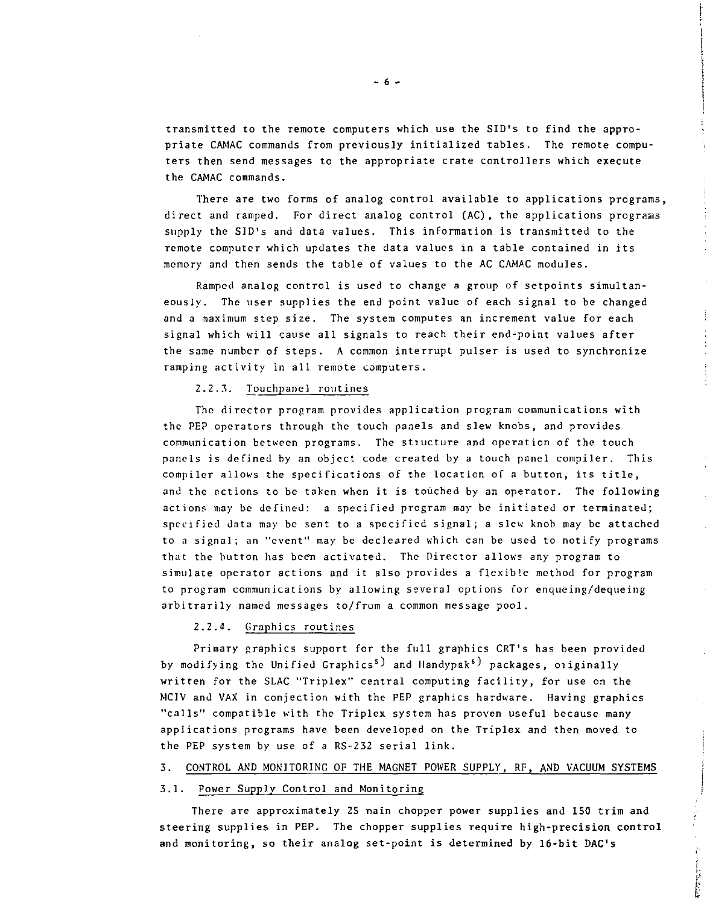transmitted to the remote computers which use the SID's to find the appropriate CAMAC commands from previously initialized tables. The remote computers then send messages to the appropriate crate controllers which execute the CAMAC commands.

There are two forms of analog control available to applications programs, direct and ramped. For direct analog control (AC), the applications programs supply the SID's and data values. This information is transmitted to the remote computer which updates the data values in a table contained in its memory and then sends the table of values to the AC CAMAC modules.

Ramped analog control is used to change a group of setpoints simultaneously. The user supplies the end point value of each signal to be changed and a maximum step size. The system computes an increment value for each signal which will cause all signals to reach their end-point values after the same number of steps. A common interrupt pulser is used to synchronize ramping activity in all remote computers.

#### 2.2.3. Touchpanel routines

The director program provides application program communications with the PEP operators through the touch panels and slew knobs, and provides communication between programs. The structure and operation of the touch panels is defined by an object code created by a touch panel compiler. This compiler allows the specifications of the location of a button, its title, and the actions to be taken when it is touched by an operator. The following actions may be defined: a specified program may be initiated or terminated; specified data may be sent to a specified signal; a slew knob may be attached to a signal; an "event" may be decleared which can be used to notify programs that the button has been activated. The Director allows any program to simulate operator actions and it also provides a flexible method for program to program communications by allowing several options for enqueing/dequeing arbitrarily named messages to/from a common message pool.

#### 2.2.4. Graphics routines

Primary graphics support for the full graphics CRT's has been provided by modifying the Unified Graphics[5] and Handypak[6] packages, originally written for the SLAC "Triplex" central computing facility, for use on the MCIV and VAX in conjection with the PEP graphics hardware. Having graphics "calls" compatible with the Triplex system has proven useful because many applications programs have been developed on the Triplex and then moved to the PEP system by use of a RS-232 serial link.

## 3. CONTROL AND MONITORING OF THE MAGNET POWER SUPPLY, RF, AND VACUUM SYSTEMS

### 3.1. Power Supply Control and Monitoring

There are approximately 25 main chopper power supplies and 150 trim and steering supplies in PEP. The chopper supplies require high-precision control and monitoring, so their analog set-point is determined by 16-bit DAC's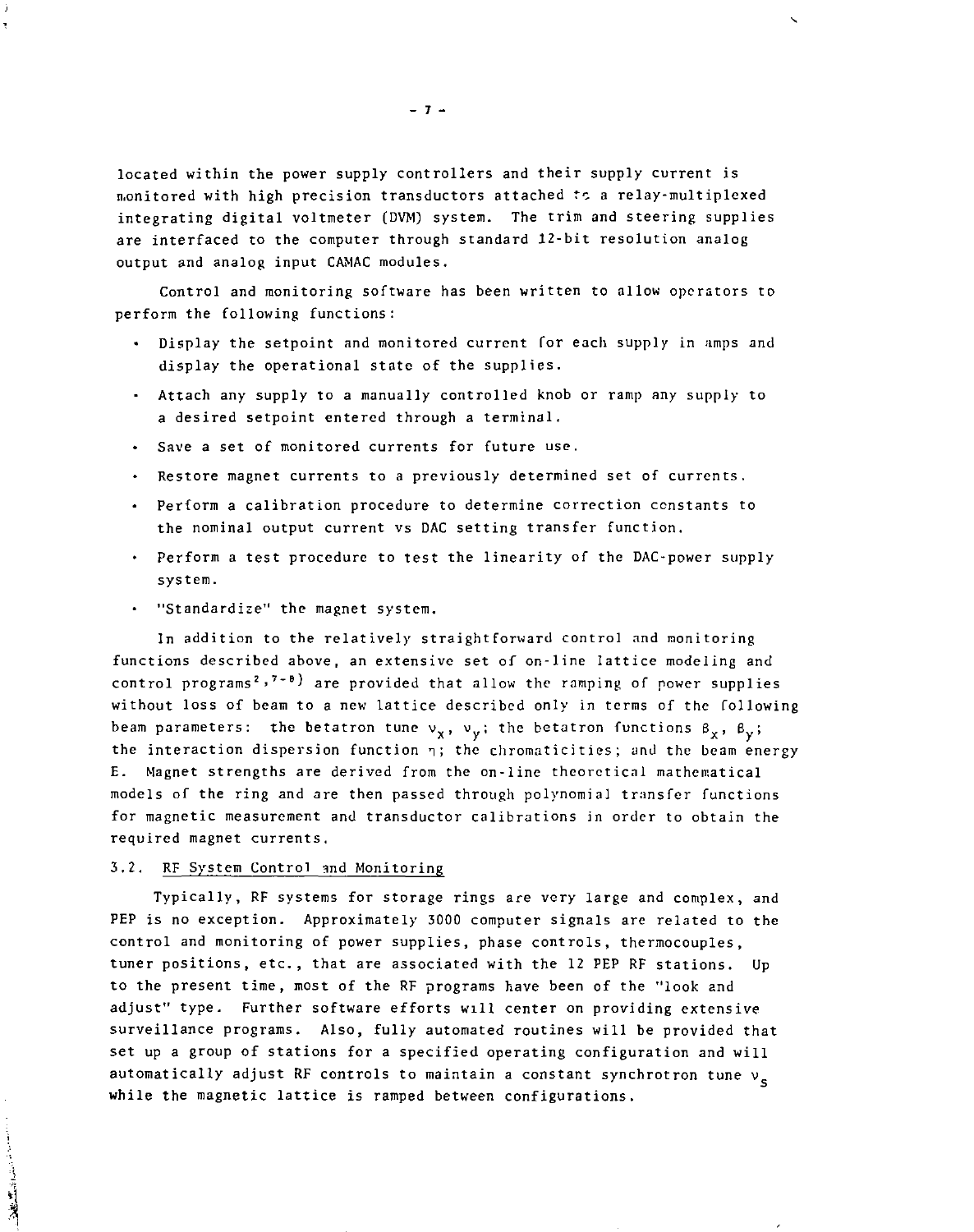located within the power supply controllers and their supply current is monitored with high precision transductors attached to a relay-multiplexed integrating digital voltmeter (DVM) system. The trim and steering supplies are interfaced to the computer through standard 12-bit resolution analog output and analog input CAMAC modules.

Control and monitoring software has been written to allow operators to perform the following functions:

- Display the setpoint and monitored current for each supply in amps and display the operational state of the supplies.
- Attach any supply to a manually controlled knob or ramp any supply to a desired setpoint entered through a terminal.
- Save a set of monitored currents for future use.
- Restore magnet currents to a previously determined set of currents.
- Perform a calibration procedure to determine correction constants to the nominal output current vs DAC setting transfer function.
- Perform a test procedure to test the linearity of the DAC-power supply system.
- "Standardize" the magnet system.

In addition to the relatively straightforward control and monitoring functions described above, an extensive set of on-line lattice modeling and control programs[2,7-8] are provided that allow the ramping of power supplies without loss of beam to a new lattice described only in terms of the following beam parameters: the betatron tune $\nu_x$, $\nu_y$; the betatron functions $\beta_x$, $\beta_y$; the interaction dispersion function $\eta$; the chromaticities; and the beam energy E. Magnet strengths are derived from the on-line theoretical mathematical models of the ring and are then passed through polynomial transfer functions for magnetic measurement and transductor calibrations in order to obtain the required magnet currents.

### 3.2. RF System Control and Monitoring

Typically, RF systems for storage rings are very large and complex, and PEP is no exception. Approximately 3000 computer signals are related to the control and monitoring of power supplies, phase controls, thermocouples, tuner positions, etc., that are associated with the 12 PEP RF stations. Up to the present time, most of the RF programs have been of the "look and adjust" type. Further software efforts will center on providing extensive surveillance programs. Also, fully automated routines will be provided that set up a group of stations for a specified operating configuration and will automatically adjust RF controls to maintain a constant synchrotron tune $\nu_s$ while the magnetic lattice is ramped between configurations.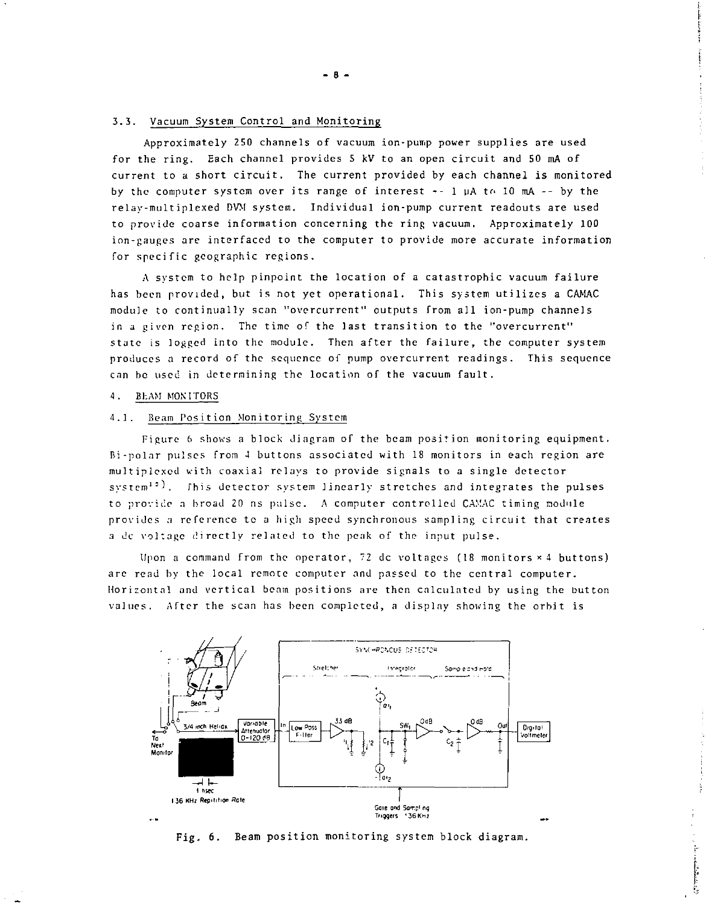## 3.3. Vacuum System Control and Monitoring

Approximately 250 channels of vacuum ion-pump power supplies are used for the ring. Each channel provides 5 kV to an open circuit and 50 mA of current to a short circuit. The current provided by each channel is monitored by the computer system over its range of interest -- 1 μA to 10 mA -- by the relay-multiplexed DVM system. Individual ion-pump current readouts are used to provide coarse information concerning the ring vacuum. Approximately 100 ion-gauges are interfaced to the computer to provide more accurate information for specific geographic regions.

A system to help pinpoint the location of a catastrophic vacuum failure has been provided, but is not yet operational. This system utilizes a CAMAC module to continually scan "overcurrent" outputs from all ion-pump channels in a given region. The time of the last transition to the "overcurrent" state is logged into the module. Then after the failure, the computer system produces a record of the sequence of pump overcurrent readings. This sequence can be used in determining the location of the vacuum fault.

# 4. BEAM MONITORS

## 4.1. Beam Position Monitoring System

Figure 6 shows a block diagram of the beam position monitoring equipment. Bi-polar pulses from 4 buttons associated with 18 monitors in each region are multiplexed with coaxial relays to provide signals to a single detector system[10]. This detector system linearly stretches and integrates the pulses to provide a broad 20 ns pulse. A computer controlled CAMAC timing module provides a reference to a high speed synchronous sampling circuit that creates a dc voltage directly related to the peak of the input pulse.

Upon a command from the operator, 72 dc voltages (18 monitors × 4 buttons) are read by the local remote computer and passed to the central computer. Horizontal and vertical beam positions are then calculated by using the button values. After the scan has been completed, a display showing the orbit is

Beam
3/4 inch Heliax
To Next Monitor
Variable Attenuator 0-120 dB
1 nsec
136 KHz Repitition Rate
SYNCHRONOUS DETECTOR
Stretcher
Integrator
Sample and Hold
In
Low Pass Filter
33 dB
$I_1$
$I_2$
$\alpha I_1$
$-\alpha I_2$
$C_1$
SW₁
0dB
$C_2$
0dB
Out
Digital Voltmeter
Gate and Sampling Triggers 136 KHz

Fig. 6. Beam position monitoring system block diagram.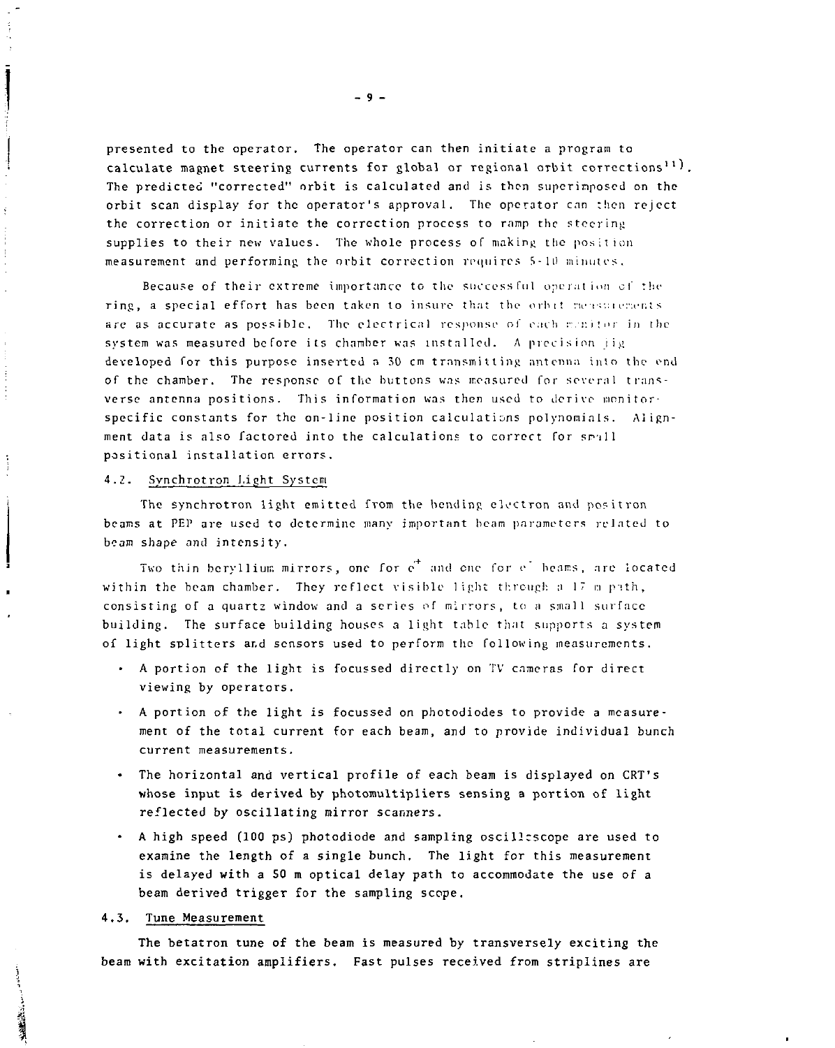presented to the operator. The operator can then initiate a program to calculate magnet steering currents for global or regional orbit corrections[11]. The predicted "corrected" orbit is calculated and is then superimposed on the orbit scan display for the operator's approval. The operator can then reject the correction or initiate the correction process to ramp the steering supplies to their new values. The whole process of making the position measurement and performing the orbit correction requires 5-10 minutes.

Because of their extreme importance to the successful operation of the ring, a special effort has been taken to insure that the orbit measurements are as accurate as possible. The electrical response of each monitor in the system was measured before its chamber was installed. A precision jig developed for this purpose inserted a 30 cm transmitting antenna into the end of the chamber. The response of the buttons was measured for several transverse antenna positions. This information was then used to derive monitor-specific constants for the on-line position calculations polynomials. Alignment data is also factored into the calculations to correct for small positional installation errors.

### 4.2. Synchrotron Light System

The synchrotron light emitted from the bending electron and positron beams at PEP are used to determine many important beam parameters related to beam shape and intensity.

Two thin beryllium mirrors, one for $e^+$ and one for $e^-$ beams, are located within the beam chamber. They reflect visible light through a 17 m path, consisting of a quartz window and a series of mirrors, to a small surface building. The surface building houses a light table that supports a system of light splitters and sensors used to perform the following measurements.

- A portion of the light is focussed directly on TV cameras for direct viewing by operators.
- A portion of the light is focussed on photodiodes to provide a measurement of the total current for each beam, and to provide individual bunch current measurements.
- The horizontal and vertical profile of each beam is displayed on CRT's whose input is derived by photomultipliers sensing a portion of light reflected by oscillating mirror scanners.
- A high speed (100 ps) photodiode and sampling oscilloscope are used to examine the length of a single bunch. The light for this measurement is delayed with a 50 m optical delay path to accommodate the use of a beam derived trigger for the sampling scope.

### 4.3. Tune Measurement

The betatron tune of the beam is measured by transversely exciting the beam with excitation amplifiers. Fast pulses received from striplines are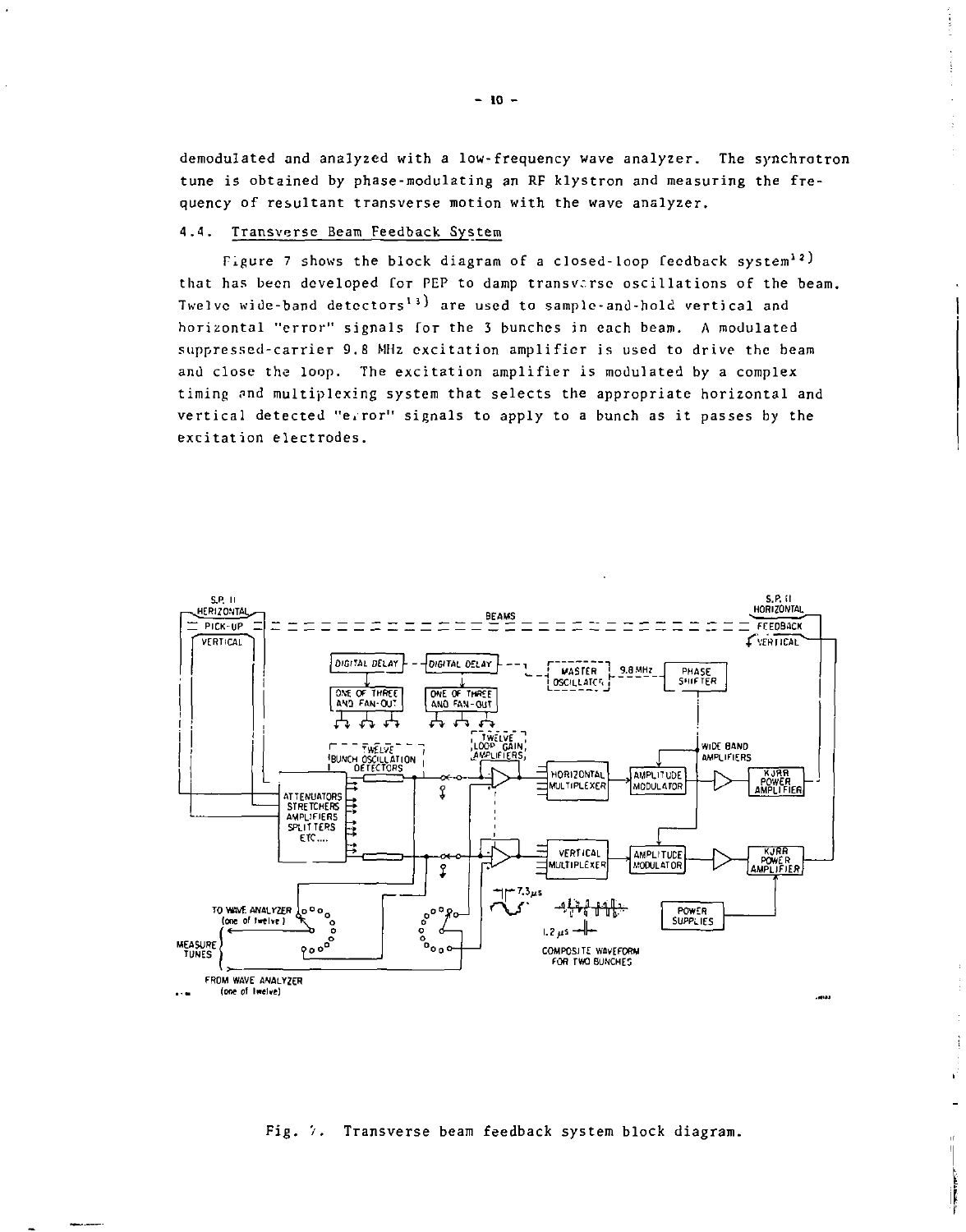demodulated and analyzed with a low-frequency wave analyzer. The synchrotron tune is obtained by phase-modulating an RF klystron and measuring the frequency of resultant transverse motion with the wave analyzer.

### 4.4. Transverse Beam Feedback System

Figure 7 shows the block diagram of a closed-loop feedback system[12] that has been developed for PEP to damp transverse oscillations of the beam. Twelve wide-band detectors[13] are used to sample-and-hold vertical and horizontal "error" signals for the 3 bunches in each beam. A modulated suppressed-carrier 9.8 MHz excitation amplifier is used to drive the beam and close the loop. The excitation amplifier is modulated by a complex timing and multiplexing system that selects the appropriate horizontal and vertical detected "error" signals to apply to a bunch as it passes by the excitation electrodes.

Fig. 7. Transverse beam feedback system block diagram.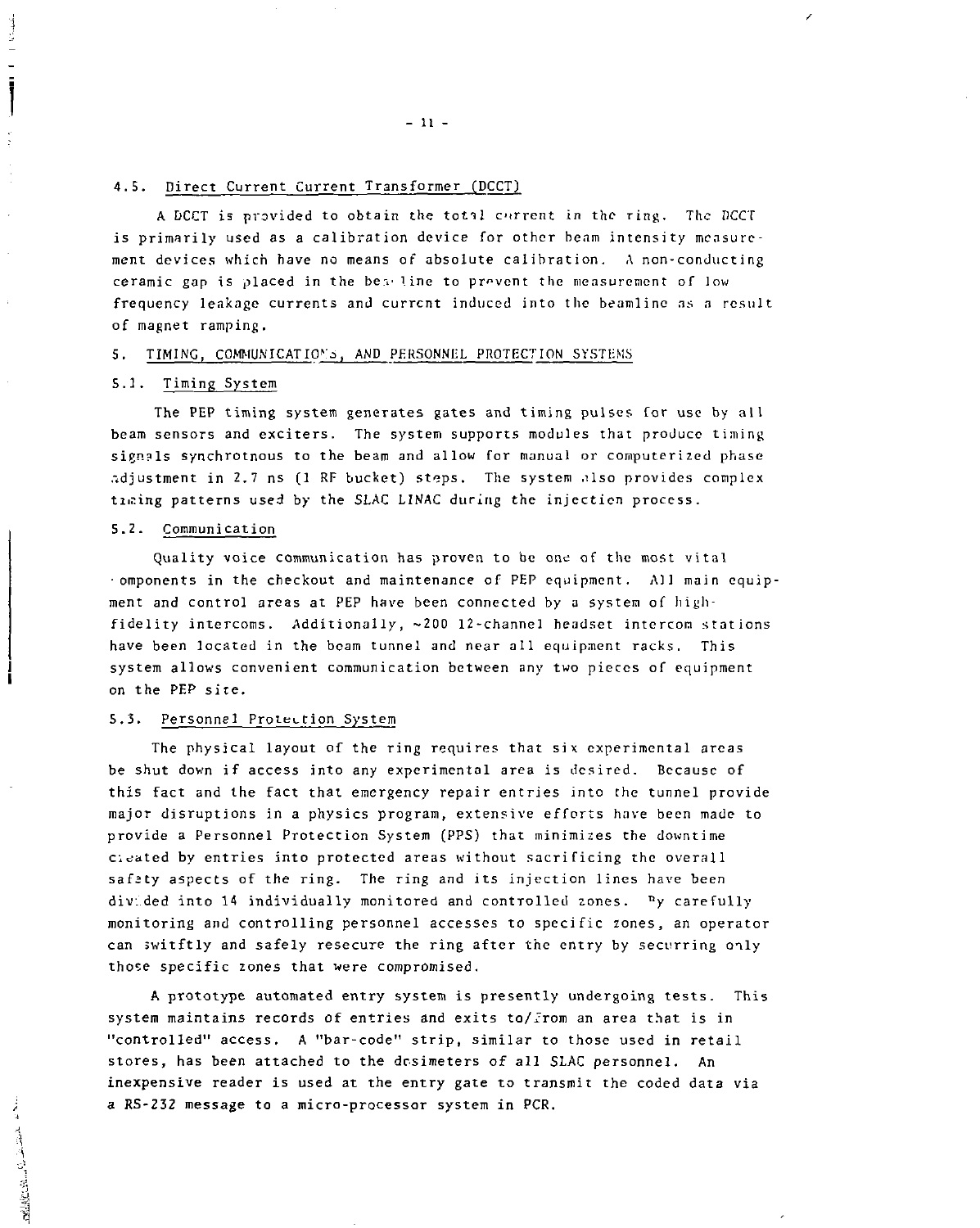### 4.5. Direct Current Current Transformer (DCCT)

A DCCT is provided to obtain the total current in the ring. The DCCT is primarily used as a calibration device for other beam intensity measurement devices which have no means of absolute calibration. A non-conducting ceramic gap is placed in the beamline to prevent the measurement of low frequency leakage currents and current induced into the beamline as a result of magnet ramping.

## 5. TIMING, COMMUNICATIONS, AND PERSONNEL PROTECTION SYSTEMS

### 5.1. Timing System

The PEP timing system generates gates and timing pulses for use by all beam sensors and exciters. The system supports modules that produce timing signals synchrotnous to the beam and allow for manual or computerized phase adjustment in 2.7 ns (1 RF bucket) steps. The system also provides complex timing patterns used by the SLAC LINAC during the injection process.

### 5.2. Communication

Quality voice communication has proven to be one of the most vital components in the checkout and maintenance of PEP equipment. All main equipment and control areas at PEP have been connected by a system of high-fidelity intercoms. Additionally, ~200 12-channel headset intercom stations have been located in the beam tunnel and near all equipment racks. This system allows convenient communication between any two pieces of equipment on the PEP site.

### 5.3. Personnel Protection System

The physical layout of the ring requires that six experimental areas be shut down if access into any experimental area is desired. Because of this fact and the fact that emergency repair entries into the tunnel provide major disruptions in a physics program, extensive efforts have been made to provide a Personnel Protection System (PPS) that minimizes the downtime created by entries into protected areas without sacrificing the overall safety aspects of the ring. The ring and its injection lines have been divided into 14 individually monitored and controlled zones. By carefully monitoring and controlling personnel accesses to specific zones, an operator can switftly and safely resecure the ring after the entry by securring only those specific zones that were compromised.

A prototype automated entry system is presently undergoing tests. This system maintains records of entries and exits to/from an area that is in "controlled" access. A "bar-code" strip, similar to those used in retail stores, has been attached to the dosimeters of all SLAC personnel. An inexpensive reader is used at the entry gate to transmit the coded data via a RS-232 message to a micro-processor system in PCR.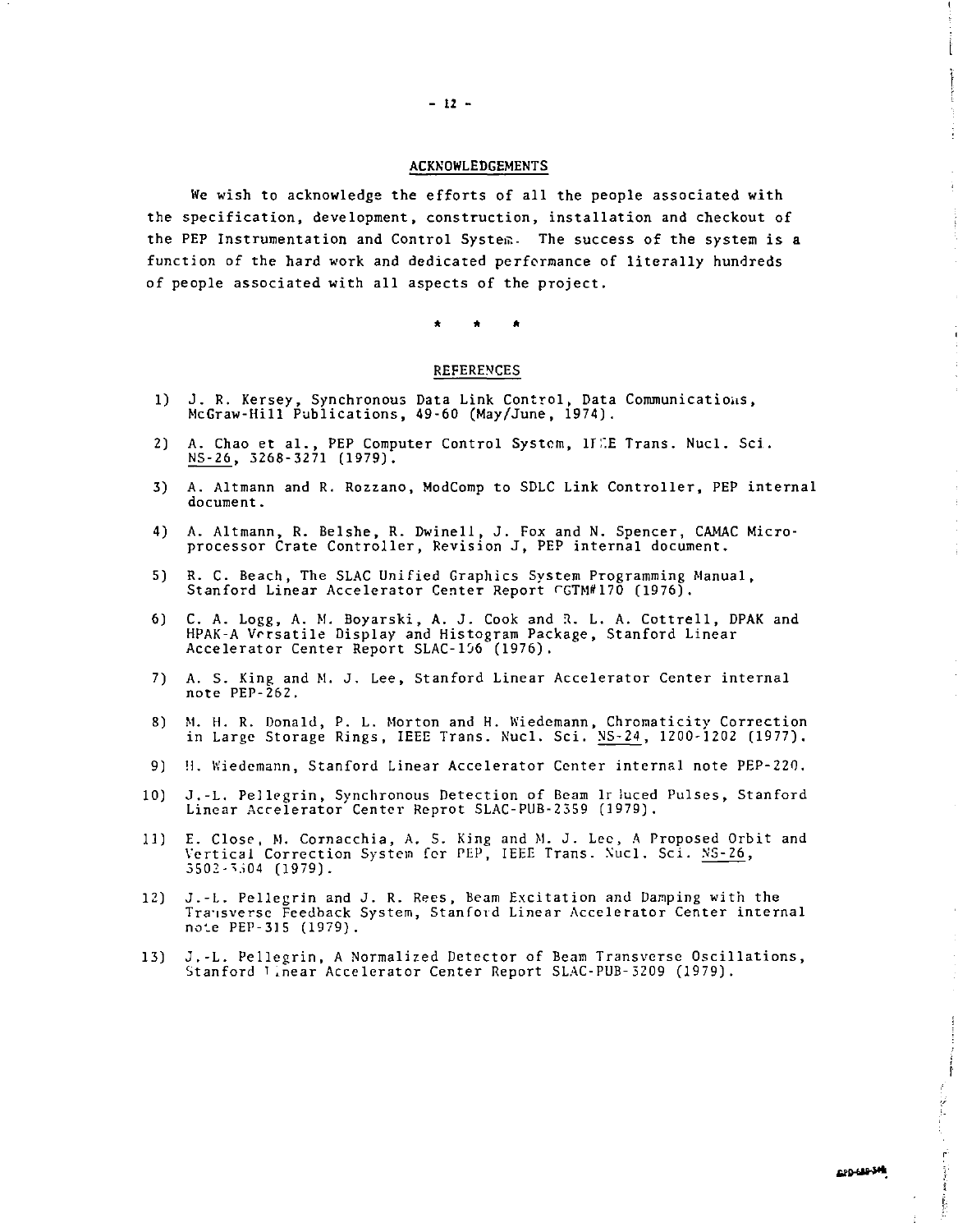## ACKNOWLEDGEMENTS

We wish to acknowledge the efforts of all the people associated with the specification, development, construction, installation and checkout of the PEP Instrumentation and Control System. The success of the system is a function of the hard work and dedicated performance of literally hundreds of people associated with all aspects of the project.

\* \* \*

## REFERENCES

1) J. R. Kersey, Synchronous Data Link Control, Data Communications, McGraw-Hill Publications, 49-60 (May/June, 1974).

2) A. Chao et al., PEP Computer Control System, IEEE Trans. Nucl. Sci. NS-26, 3268-3271 (1979).

3) A. Altmann and R. Rozzano, ModComp to SDLC Link Controller, PEP internal document.

4) A. Altmann, R. Belshe, R. Dwinell, J. Fox and N. Spencer, CAMAC Microprocessor Crate Controller, Revision J, PEP internal document.

5) R. C. Beach, The SLAC Unified Graphics System Programming Manual, Stanford Linear Accelerator Center Report CGTM#170 (1976).

6) C. A. Logg, A. M. Boyarski, A. J. Cook and R. L. A. Cottrell, DPAK and HPAK-A Versatile Display and Histogram Package, Stanford Linear Accelerator Center Report SLAC-196 (1976).

7) A. S. King and M. J. Lee, Stanford Linear Accelerator Center internal note PEP-262.

8) M. H. R. Donald, P. L. Morton and H. Wiedemann, Chromaticity Correction in Large Storage Rings, IEEE Trans. Nucl. Sci. NS-24, 1200-1202 (1977).

9) H. Wiedemann, Stanford Linear Accelerator Center internal note PEP-220.

10) J.-L. Pellegrin, Synchronous Detection of Beam Induced Pulses, Stanford Linear Accelerator Center Reprot SLAC-PUB-2359 (1979).

11) E. Close, M. Cornacchia, A. S. King and M. J. Lee, A Proposed Orbit and Vertical Correction System for PEP, IEEE Trans. Nucl. Sci. NS-26, 3502-3504 (1979).

12) J.-L. Pellegrin and J. R. Rees, Beam Excitation and Damping with the Transverse Feedback System, Stanford Linear Accelerator Center internal note PEP-315 (1979).

13) J.-L. Pellegrin, A Normalized Detector of Beam Transverse Oscillations, Stanford Linear Accelerator Center Report SLAC-PUB-3209 (1979).